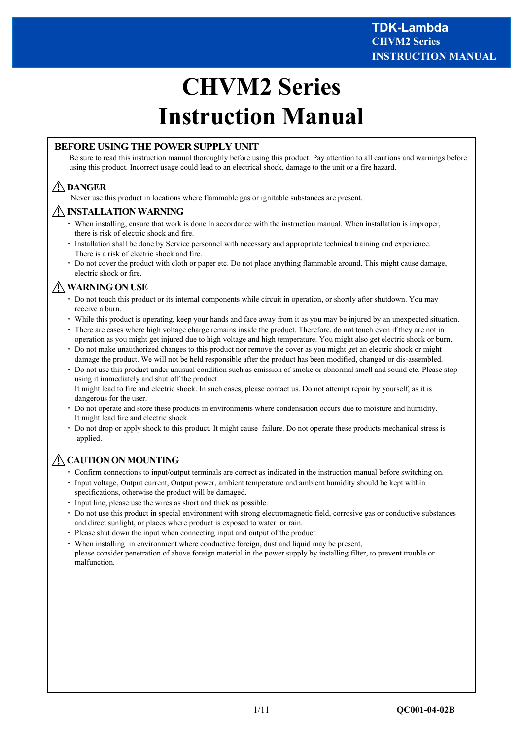# CHVM2 Series
# Instruction Manual

## BEFORE USING THE POWER SUPPLY UNIT

Be sure to read this instruction manual thoroughly before using this product. Pay attention to all cautions and warnings before using this product. Incorrect usage could lead to an electrical shock, damage to the unit or a fire hazard.

### ⚠ DANGER

Never use this product in locations where flammable gas or ignitable substances are present.

### ⚠ INSTALLATION WARNING

- When installing, ensure that work is done in accordance with the instruction manual. When installation is improper, there is risk of electric shock and fire.
- Installation shall be done by Service personnel with necessary and appropriate technical training and experience. There is a risk of electric shock and fire.
- Do not cover the product with cloth or paper etc. Do not place anything flammable around. This might cause damage, electric shock or fire.

### ⚠ WARNING ON USE

- Do not touch this product or its internal components while circuit in operation, or shortly after shutdown. You may receive a burn.
- While this product is operating, keep your hands and face away from it as you may be injured by an unexpected situation.
- There are cases where high voltage charge remains inside the product. Therefore, do not touch even if they are not in operation as you might get injured due to high voltage and high temperature. You might also get electric shock or burn.
- Do not make unauthorized changes to this product nor remove the cover as you might get an electric shock or might damage the product. We will not be held responsible after the product has been modified, changed or dis-assembled.
- Do not use this product under unusual condition such as emission of smoke or abnormal smell and sound etc. Please stop using it immediately and shut off the product.
  It might lead to fire and electric shock. In such cases, please contact us. Do not attempt repair by yourself, as it is dangerous for the user.
- Do not operate and store these products in environments where condensation occurs due to moisture and humidity.
  It might lead fire and electric shock.
- Do not drop or apply shock to this product. It might cause failure. Do not operate these products mechanical stress is applied.

### ⚠ CAUTION ON MOUNTING

- Confirm connections to input/output terminals are correct as indicated in the instruction manual before switching on.
- Input voltage, Output current, Output power, ambient temperature and ambient humidity should be kept within specifications, otherwise the product will be damaged.
- Input line, please use the wires as short and thick as possible.
- Do not use this product in special environment with strong electromagnetic field, corrosive gas or conductive substances and direct sunlight, or places where product is exposed to water or rain.
- Please shut down the input when connecting input and output of the product.
- When installing in environment where conductive foreign, dust and liquid may be present,
  please consider penetration of above foreign material in the power supply by installing filter, to prevent trouble or malfunction.

QC001-04-02B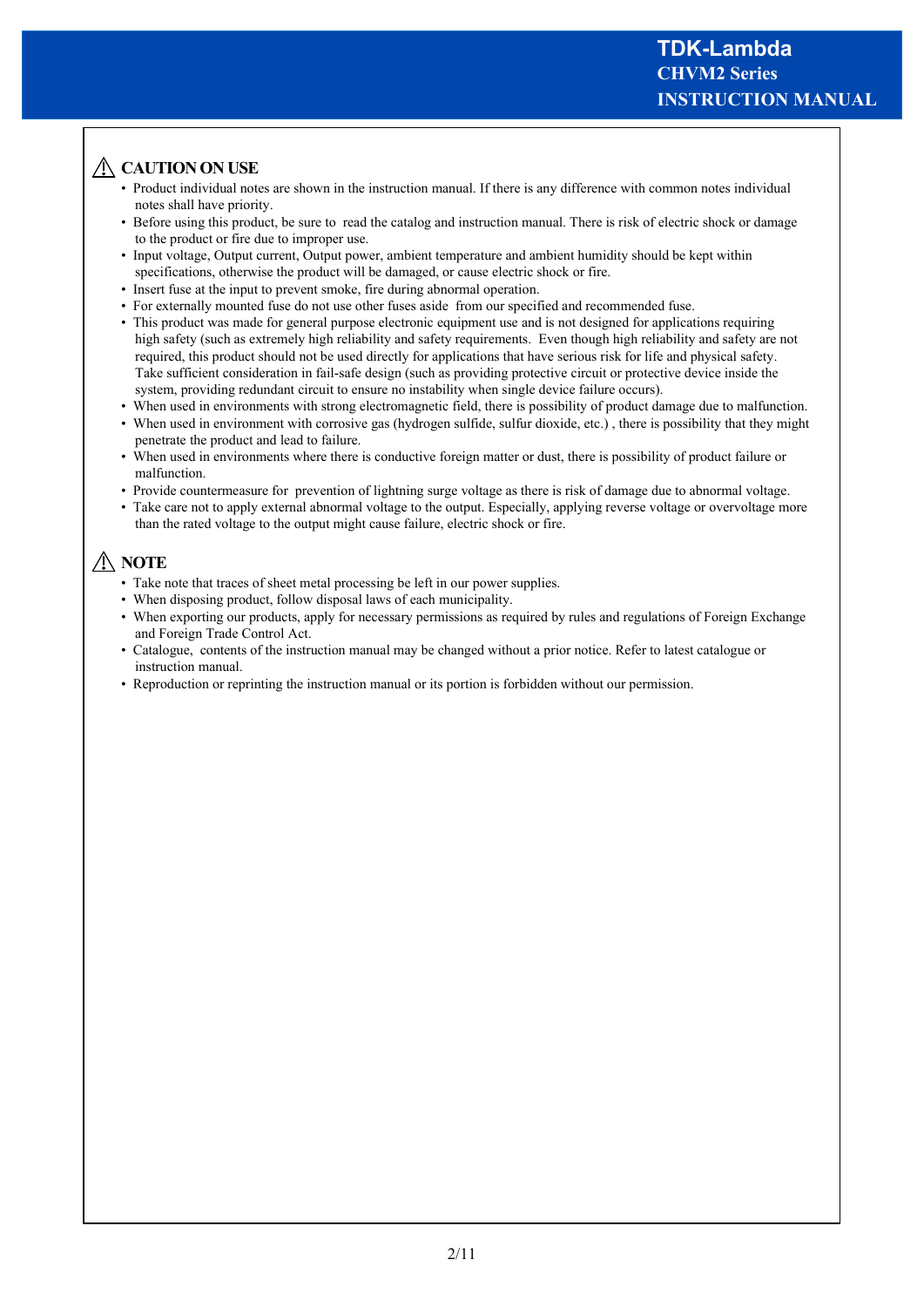## ⚠ CAUTION ON USE

- Product individual notes are shown in the instruction manual. If there is any difference with common notes individual notes shall have priority.
- Before using this product, be sure to read the catalog and instruction manual. There is risk of electric shock or damage to the product or fire due to improper use.
- Input voltage, Output current, Output power, ambient temperature and ambient humidity should be kept within specifications, otherwise the product will be damaged, or cause electric shock or fire.
- Insert fuse at the input to prevent smoke, fire during abnormal operation.
- For externally mounted fuse do not use other fuses aside from our specified and recommended fuse.
- This product was made for general purpose electronic equipment use and is not designed for applications requiring high safety (such as extremely high reliability and safety requirements. Even though high reliability and safety are not required, this product should not be used directly for applications that have serious risk for life and physical safety. Take sufficient consideration in fail-safe design (such as providing protective circuit or protective device inside the system, providing redundant circuit to ensure no instability when single device failure occurs).
- When used in environments with strong electromagnetic field, there is possibility of product damage due to malfunction.
- When used in environment with corrosive gas (hydrogen sulfide, sulfur dioxide, etc.) , there is possibility that they might penetrate the product and lead to failure.
- When used in environments where there is conductive foreign matter or dust, there is possibility of product failure or malfunction.
- Provide countermeasure for prevention of lightning surge voltage as there is risk of damage due to abnormal voltage.
- Take care not to apply external abnormal voltage to the output. Especially, applying reverse voltage or overvoltage more than the rated voltage to the output might cause failure, electric shock or fire.

## ⚠ NOTE

- Take note that traces of sheet metal processing be left in our power supplies.
- When disposing product, follow disposal laws of each municipality.
- When exporting our products, apply for necessary permissions as required by rules and regulations of Foreign Exchange and Foreign Trade Control Act.
- Catalogue, contents of the instruction manual may be changed without a prior notice. Refer to latest catalogue or instruction manual.
- Reproduction or reprinting the instruction manual or its portion is forbidden without our permission.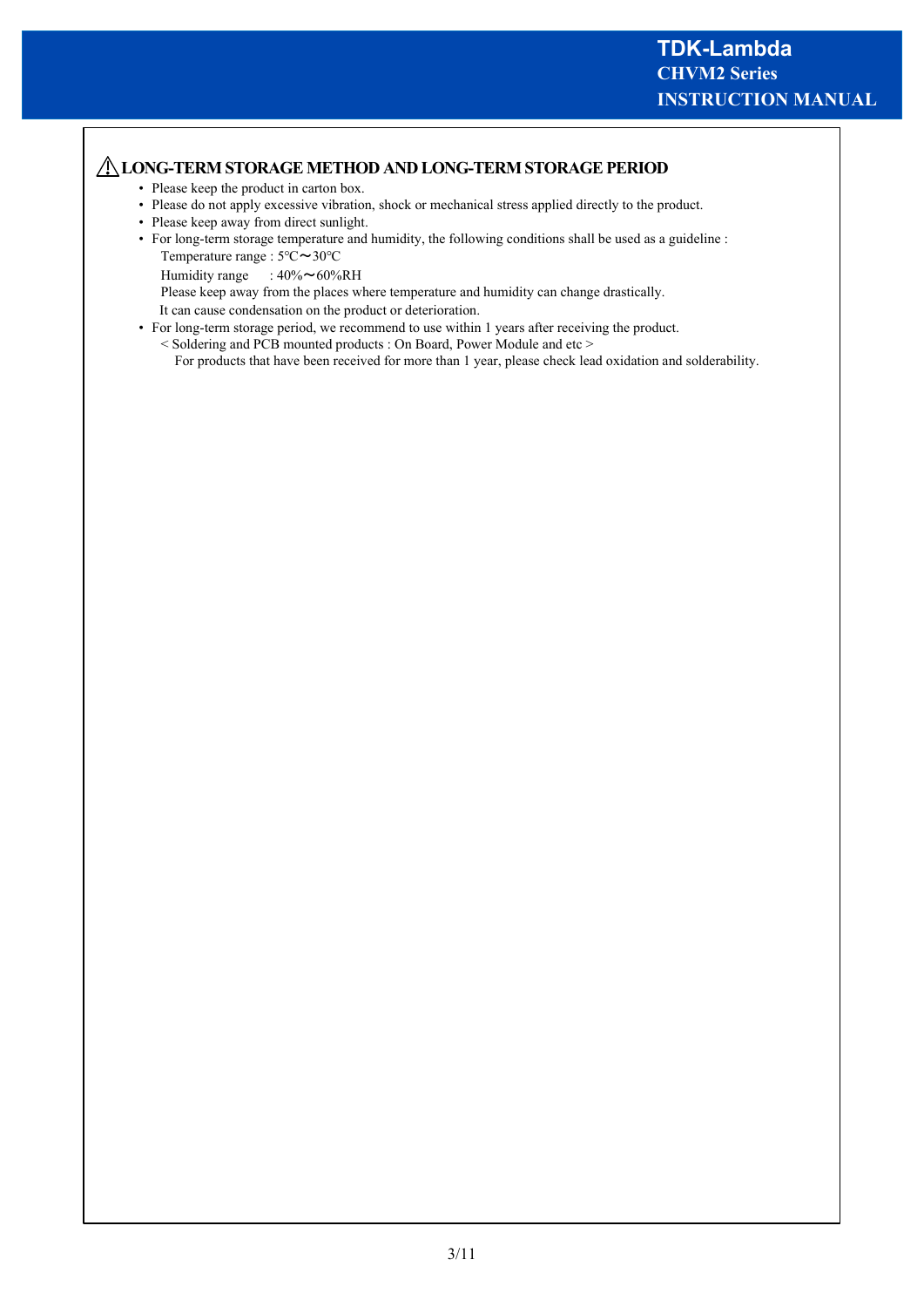## ⚠ LONG-TERM STORAGE METHOD AND LONG-TERM STORAGE PERIOD

- Please keep the product in carton box.
- Please do not apply excessive vibration, shock or mechanical stress applied directly to the product.
- Please keep away from direct sunlight.
- For long-term storage temperature and humidity, the following conditions shall be used as a guideline :

  Temperature range : 5℃～30℃

  Humidity range : 40%～60%RH

  Please keep away from the places where temperature and humidity can change drastically.

  It can cause condensation on the product or deterioration.
- For long-term storage period, we recommend to use within 1 years after receiving the product.

  < Soldering and PCB mounted products : On Board, Power Module and etc >

  For products that have been received for more than 1 year, please check lead oxidation and solderability.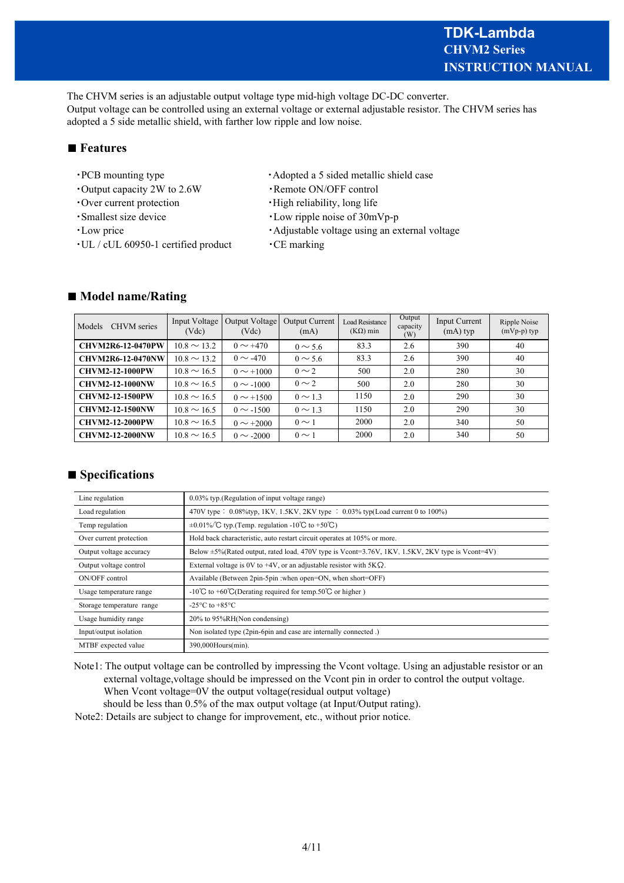# TDK-Lambda
## CHVM2 Series
## INSTRUCTION MANUAL

The CHVM series is an adjustable output voltage type mid-high voltage DC-DC converter.
Output voltage can be controlled using an external voltage or external adjustable resistor. The CHVM series has adopted a 5 side metallic shield, with farther low ripple and low noise.

## ■ Features

- ・PCB mounting type
- ・Output capacity 2W to 2.6W
- ・Over current protection
- ・Smallest size device
- ・Low price
- ・UL / cUL 60950-1 certified product
- ・Adopted a 5 sided metallic shield case
- ・Remote ON/OFF control
- ・High reliability, long life
- ・Low ripple noise of 30mVp-p
- ・Adjustable voltage using an external voltage
- ・CE marking

## ■ Model name/Rating

| Models CHVM series | Input Voltage (Vdc) | Output Voltage (Vdc) | Output Current (mA) | Load Resistance (KΩ) min | Output capacity (W) | Input Current (mA) typ | Ripple Noise (mVp-p) typ |
|---|---|---|---|---|---|---|---|
| **CHVM2R6-12-0470PW** | 10.8 ～ 13.2 | 0 ～ +470 | 0 ～ 5.6 | 83.3 | 2.6 | 390 | 40 |
| **CHVM2R6-12-0470NW** | 10.8 ～ 13.2 | 0 ～ -470 | 0 ～ 5.6 | 83.3 | 2.6 | 390 | 40 |
| **CHVM2-12-1000PW** | 10.8 ～ 16.5 | 0 ～ +1000 | 0 ～ 2 | 500 | 2.0 | 280 | 30 |
| **CHVM2-12-1000NW** | 10.8 ～ 16.5 | 0 ～ -1000 | 0 ～ 2 | 500 | 2.0 | 280 | 30 |
| **CHVM2-12-1500PW** | 10.8 ～ 16.5 | 0 ～ +1500 | 0 ～ 1.3 | 1150 | 2.0 | 290 | 30 |
| **CHVM2-12-1500NW** | 10.8 ～ 16.5 | 0 ～ -1500 | 0 ～ 1.3 | 1150 | 2.0 | 290 | 30 |
| **CHVM2-12-2000PW** | 10.8 ～ 16.5 | 0 ～ +2000 | 0 ～ 1 | 2000 | 2.0 | 340 | 50 |
| **CHVM2-12-2000NW** | 10.8 ～ 16.5 | 0 ～ -2000 | 0 ～ 1 | 2000 | 2.0 | 340 | 50 |

## ■ Specifications

| | |
|---|---|
| Line regulation | 0.03% typ.(Regulation of input voltage range) |
| Load regulation | 470V type ： 0.08%typ, 1KV、1.5KV、2KV type ： 0.03% typ(Load current 0 to 100%) |
| Temp regulation | ±0.01%/℃ typ.(Temp. regulation -10℃ to +50℃) |
| Over current protection | Hold back characteristic, auto restart circuit operates at 105% or more. |
| Output voltage accuracy | Below ±5%(Rated output, rated load, 470V type is Vcont=3.76V, 1KV、1.5KV, 2KV type is Vcont=4V) |
| Output voltage control | External voltage is 0V to +4V, or an adjustable resistor with 5KΩ. |
| ON/OFF control | Available (Between 2pin-5pin :when open=ON, when short=OFF) |
| Usage temperature range | -10℃ to +60℃(Derating required for temp.50℃ or higher ) |
| Storage temperature range | -25°C to +85°C |
| Usage humidity range | 20% to 95%RH(Non condensing) |
| Input/output isolation | Non isolated type (2pin-6pin and case are internally connected .) |
| MTBF expected value | 390,000Hours(min). |

Note1: The output voltage can be controlled by impressing the Vcont voltage. Using an adjustable resistor or an external voltage,voltage should be impressed on the Vcont pin in order to control the output voltage. When Vcont voltage=0V the output voltage(residual output voltage) should be less than 0.5% of the max output voltage (at Input/Output rating).

Note2: Details are subject to change for improvement, etc., without prior notice.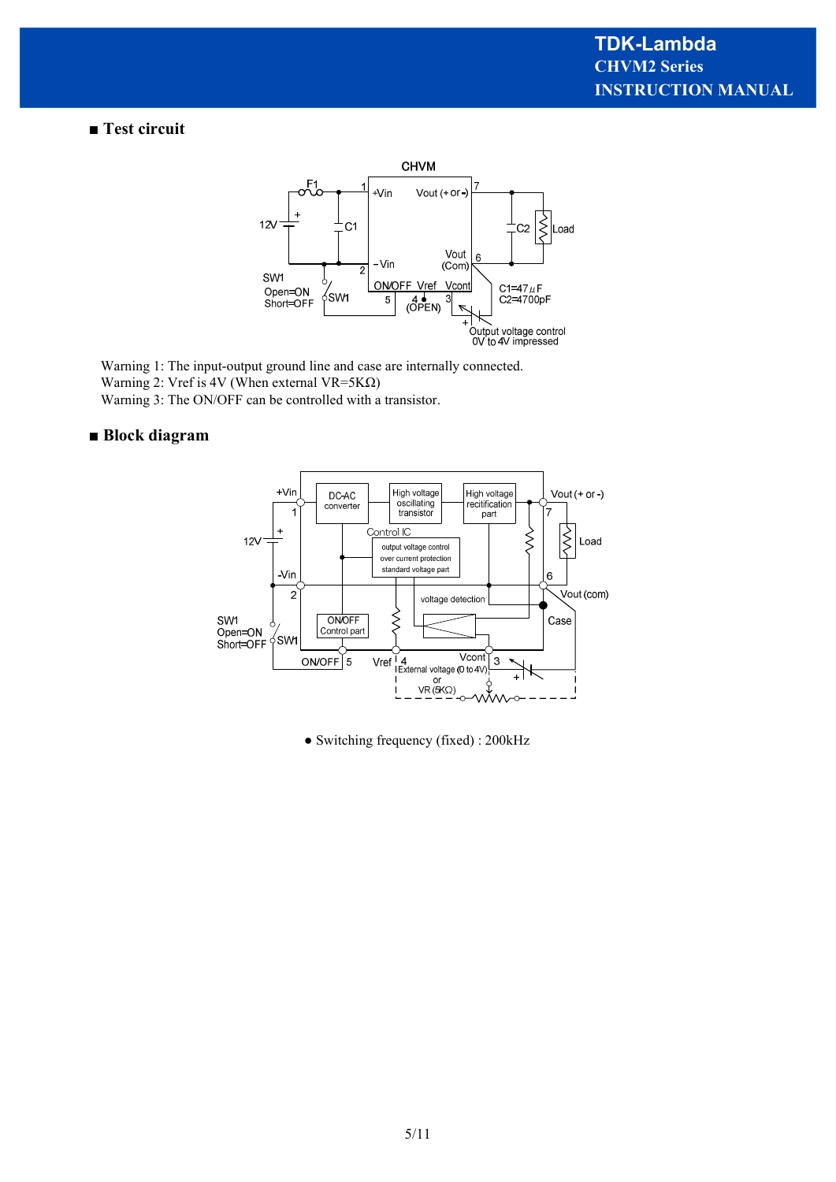## ■ Test circuit

Warning 1: The input-output ground line and case are internally connected.
Warning 2: Vref is 4V (When external VR=5KΩ)
Warning 3: The ON/OFF can be controlled with a transistor.

## ■ Block diagram

- Switching frequency (fixed) : 200kHz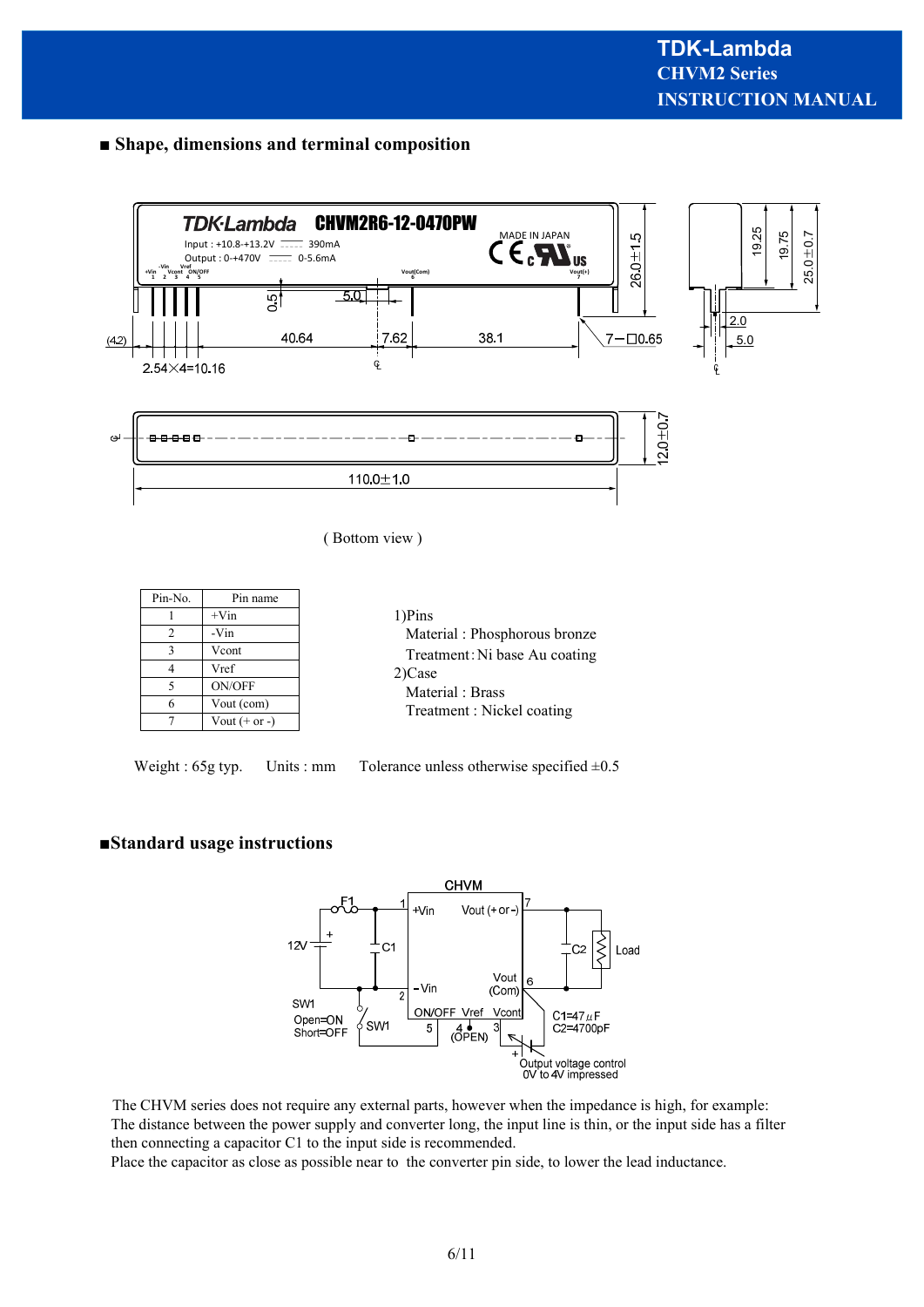## ■ Shape, dimensions and terminal composition

( Bottom view )

| Pin-No. | Pin name |
|---|---|
| 1 | +Vin |
| 2 | -Vin |
| 3 | Vcont |
| 4 | Vref |
| 5 | ON/OFF |
| 6 | Vout (com) |
| 7 | Vout (+ or -) |

1)Pins
  Material : Phosphorous bronze
  Treatment : Ni base Au coating
2)Case
  Material : Brass
  Treatment : Nickel coating

Weight : 65g typ.  Units : mm  Tolerance unless otherwise specified ±0.5

## ■Standard usage instructions

The CHVM series does not require any external parts, however when the impedance is high, for example: The distance between the power supply and converter long, the input line is thin, or the input side has a filter then connecting a capacitor C1 to the input side is recommended.
Place the capacitor as close as possible near to the converter pin side, to lower the lead inductance.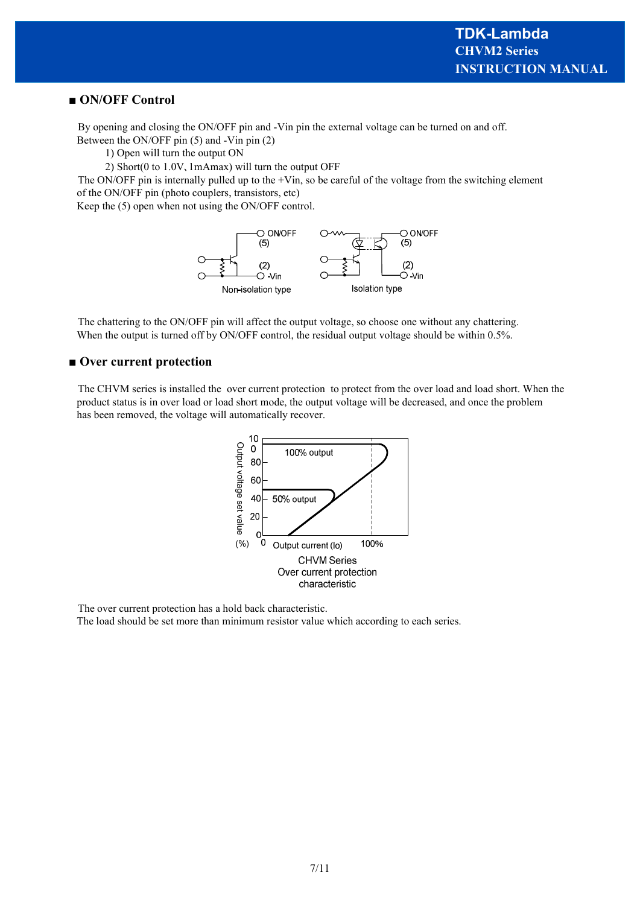## ■ ON/OFF Control

By opening and closing the ON/OFF pin and -Vin pin the external voltage can be turned on and off.
Between the ON/OFF pin (5) and -Vin pin (2)

1) Open will turn the output ON
2) Short(0 to 1.0V, 1mAmax) will turn the output OFF

The ON/OFF pin is internally pulled up to the +Vin, so be careful of the voltage from the switching element of the ON/OFF pin (photo couplers, transistors, etc)
Keep the (5) open when not using the ON/OFF control.

Non-isolation type    Isolation type

The chattering to the ON/OFF pin will affect the output voltage, so choose one without any chattering.
When the output is turned off by ON/OFF control, the residual output voltage should be within 0.5%.

## ■ Over current protection

The CHVM series is installed the over current protection to protect from the over load and load short. When the product status is in over load or load short mode, the output voltage will be decreased, and once the problem has been removed, the voltage will automatically recover.

CHVM Series
Over current protection
characteristic

The over current protection has a hold back characteristic.
The load should be set more than minimum resistor value which according to each series.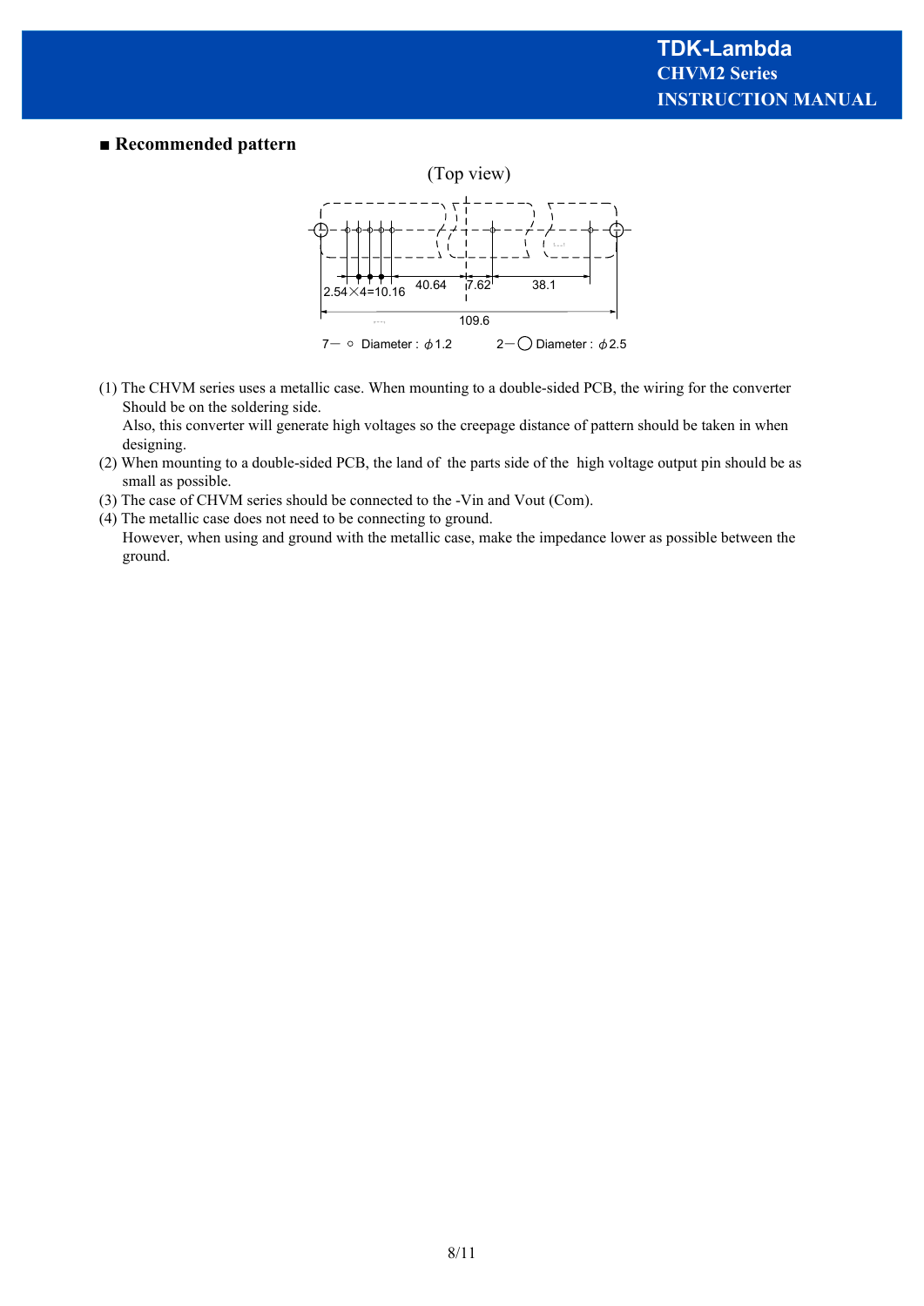■ **Recommended pattern**

(Top view)

2.54×4=10.16 40.64 7.62 38.1

109.6

7－ ○ Diameter : $\phi$1.2 2－◯ Diameter : $\phi$2.5

(1) The CHVM series uses a metallic case. When mounting to a double-sided PCB, the wiring for the converter Should be on the soldering side.
Also, this converter will generate high voltages so the creepage distance of pattern should be taken in when designing.

(2) When mounting to a double-sided PCB, the land of the parts side of the high voltage output pin should be as small as possible.

(3) The case of CHVM series should be connected to the -Vin and Vout (Com).

(4) The metallic case does not need to be connecting to ground.
However, when using and ground with the metallic case, make the impedance lower as possible between the ground.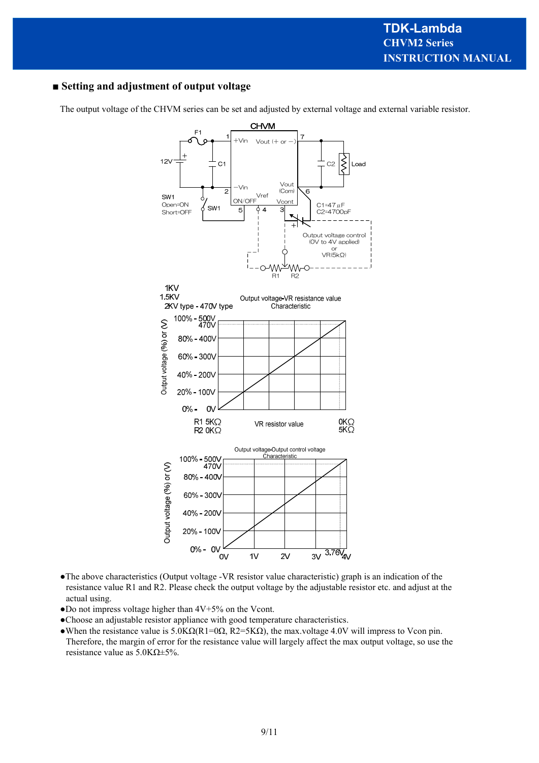## ■ Setting and adjustment of output voltage

The output voltage of the CHVM series can be set and adjusted by external voltage and external variable resistor.

- ●The above characteristics (Output voltage -VR resistor value characteristic) graph is an indication of the resistance value R1 and R2. Please check the output voltage by the adjustable resistor etc. and adjust at the actual using.
- ●Do not impress voltage higher than 4V+5% on the Vcont.
- ●Choose an adjustable resistor appliance with good temperature characteristics.
- ●When the resistance value is 5.0KΩ(R1=0Ω, R2=5KΩ), the max.voltage 4.0V will impress to Vcon pin. Therefore, the margin of error for the resistance value will largely affect the max output voltage, so use the resistance value as 5.0KΩ±5%.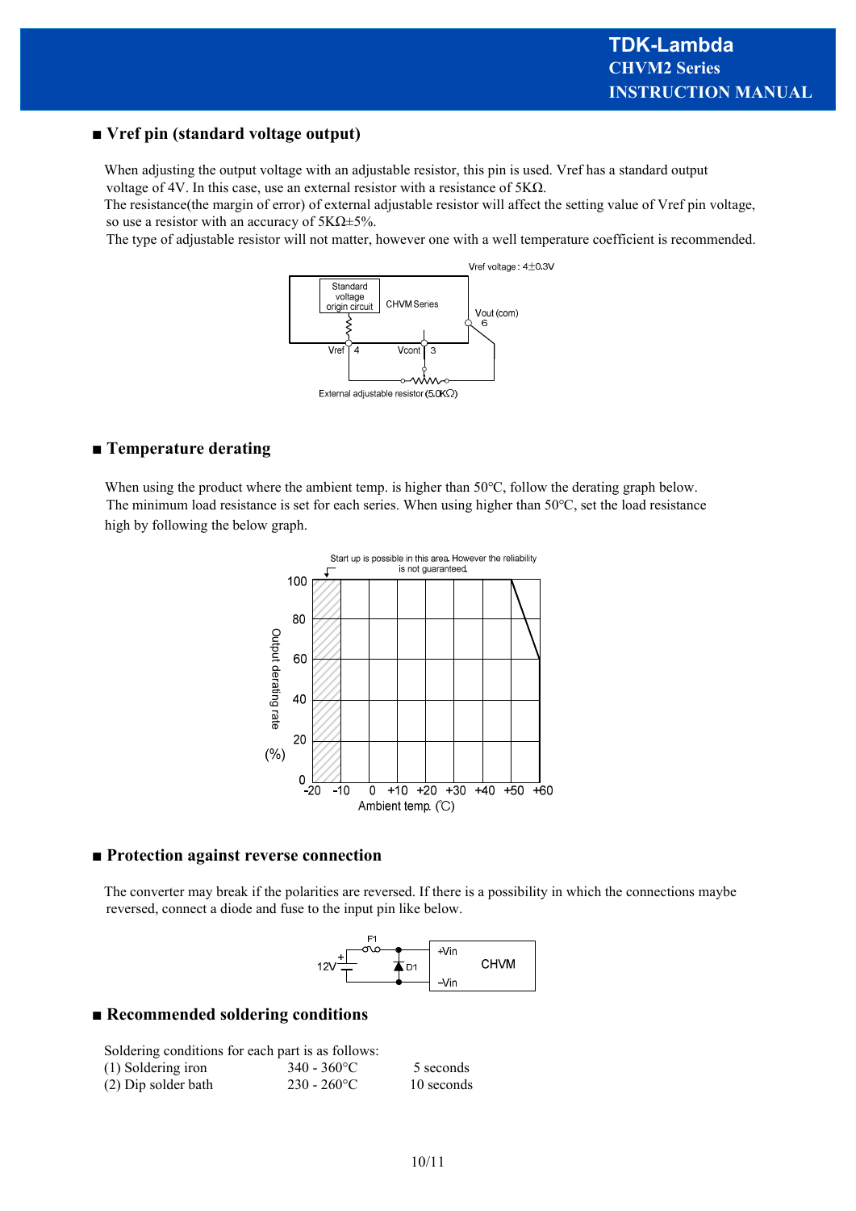## ■ Vref pin (standard voltage output)

When adjusting the output voltage with an adjustable resistor, this pin is used. Vref has a standard output voltage of 4V. In this case, use an external resistor with a resistance of 5KΩ.
The resistance(the margin of error) of external adjustable resistor will affect the setting value of Vref pin voltage, so use a resistor with an accuracy of 5KΩ±5%.
The type of adjustable resistor will not matter, however one with a well temperature coefficient is recommended.

Vref voltage : 4±0.3V

Standard voltage origin circuit

CHVM Series

Vout (com) 6

Vref 4

Vcont 3

External adjustable resistor (5.0KΩ)

## ■ Temperature derating

When using the product where the ambient temp. is higher than 50°C, follow the derating graph below.
The minimum load resistance is set for each series. When using higher than 50°C, set the load resistance high by following the below graph.

Start up is possible in this area. However the reliability is not guaranteed.

Output derating rate (%)

Ambient temp. (℃)

## ■ Protection against reverse connection

The converter may break if the polarities are reversed. If there is a possibility in which the connections maybe reversed, connect a diode and fuse to the input pin like below.

F1

12V

D1

+Vin

CHVM

-Vin

## ■ Recommended soldering conditions

Soldering conditions for each part is as follows:

| | | |
|---|---|---|
| (1) Soldering iron | 340 - 360°C | 5 seconds |
| (2) Dip solder bath | 230 - 260°C | 10 seconds |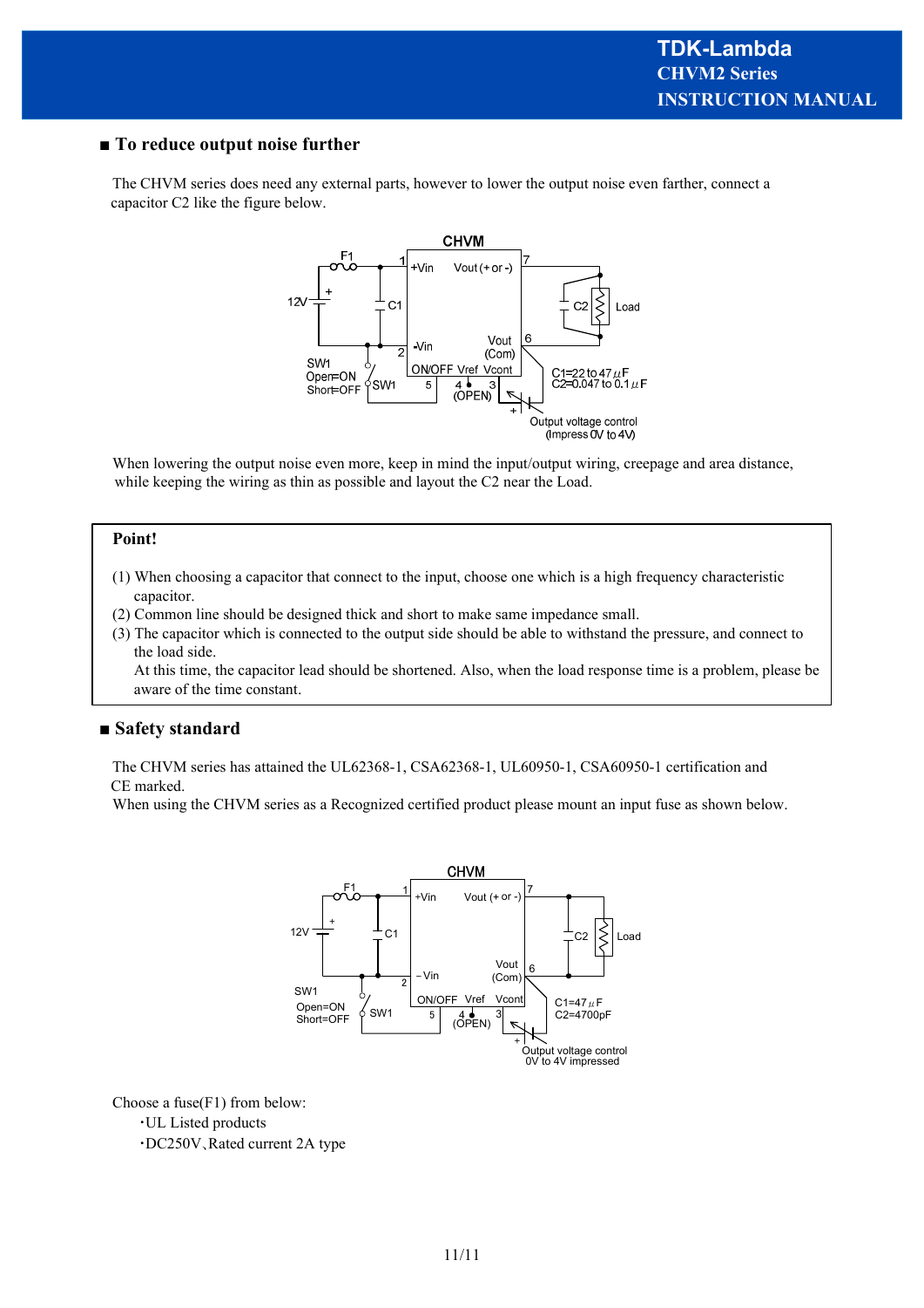## ■ To reduce output noise further

The CHVM series does need any external parts, however to lower the output noise even farther, connect a capacitor C2 like the figure below.

CHVM

F1

12V

+

C1

1 +Vin

Vout (+ or -) 7

C2

Load

2 -Vin

Vout (Com) 6

SW1
Open=ON
Short=OFF

SW1

ON/OFF Vref Vcont

5 4 3

(OPEN)

C1=22 to 47 μF
C2=0.047 to 0.1 μF

Output voltage control
(Impress 0V to 4V)

When lowering the output noise even more, keep in mind the input/output wiring, creepage and area distance, while keeping the wiring as thin as possible and layout the C2 near the Load.

**Point!**

(1) When choosing a capacitor that connect to the input, choose one which is a high frequency characteristic capacitor.
(2) Common line should be designed thick and short to make same impedance small.
(3) The capacitor which is connected to the output side should be able to withstand the pressure, and connect to the load side.
At this time, the capacitor lead should be shortened. Also, when the load response time is a problem, please be aware of the time constant.

## ■ Safety standard

The CHVM series has attained the UL62368-1, CSA62368-1, UL60950-1, CSA60950-1 certification and CE marked.
When using the CHVM series as a Recognized certified product please mount an input fuse as shown below.

CHVM

F1

12V

+

C1

1 +Vin

Vout (+ or -) 7

C2

Load

2 −Vin

Vout (Com) 6

SW1
Open=ON
Short=OFF

SW1

ON/OFF Vref Vcont

5 4 3

(OPEN)

C1=47 μF
C2=4700pF

Output voltage control
0V to 4V impressed

Choose a fuse(F1) from below:

- ･UL Listed products
- ･DC250V､Rated current 2A type